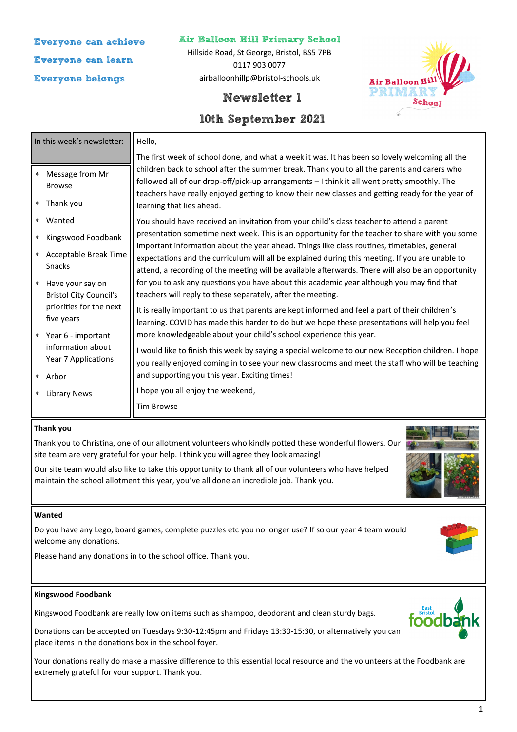Everyone can achieve

Everyone can learn

Everyone belongs

# Air Balloon Hill Primary School

Hillside Road, St George, Bristol, BS5 7PB

0117 903 0077

airballoonhillp@bristol-schools.uk

## Newsletter 1

## 10th September 2021

**In this week's newsletter:**

* Message from Mr Browse
* Thank you
* Wanted
* Kingswood Foodbank
* Acceptable Break Time Snacks
* Have your say on Bristol City Council's priorities for the next five years
* Year 6 - important information about Year 7 Applications
* Arbor
* Library News

Hello,

The first week of school done, and what a week it was. It has been so lovely welcoming all the children back to school after the summer break. Thank you to all the parents and carers who followed all of our drop-off/pick-up arrangements – I think it all went pretty smoothly. The teachers have really enjoyed getting to know their new classes and getting ready for the year of learning that lies ahead.

You should have received an invitation from your child's class teacher to attend a parent presentation sometime next week. This is an opportunity for the teacher to share with you some important information about the year ahead. Things like class routines, timetables, general expectations and the curriculum will all be explained during this meeting. If you are unable to attend, a recording of the meeting will be available afterwards. There will also be an opportunity for you to ask any questions you have about this academic year although you may find that teachers will reply to these separately, after the meeting.

It is really important to us that parents are kept informed and feel a part of their children's learning. COVID has made this harder to do but we hope these presentations will help you feel more knowledgeable about your child's school experience this year.

I would like to finish this week by saying a special welcome to our new Reception children. I hope you really enjoyed coming in to see your new classrooms and meet the staff who will be teaching and supporting you this year. Exciting times!

I hope you all enjoy the weekend,

Tim Browse

### Thank you

Thank you to Christina, one of our allotment volunteers who kindly potted these wonderful flowers. Our site team are very grateful for your help. I think you will agree they look amazing!

Our site team would also like to take this opportunity to thank all of our volunteers who have helped maintain the school allotment this year, you've all done an incredible job. Thank you.

### Wanted

Do you have any Lego, board games, complete puzzles etc you no longer use? If so our year 4 team would welcome any donations.

Please hand any donations in to the school office. Thank you.

### Kingswood Foodbank

Kingswood Foodbank are really low on items such as shampoo, deodorant and clean sturdy bags.

Donations can be accepted on Tuesdays 9:30-12:45pm and Fridays 13:30-15:30, or alternatively you can place items in the donations box in the school foyer.

Your donations really do make a massive difference to this essential local resource and the volunteers at the Foodbank are extremely grateful for your support. Thank you.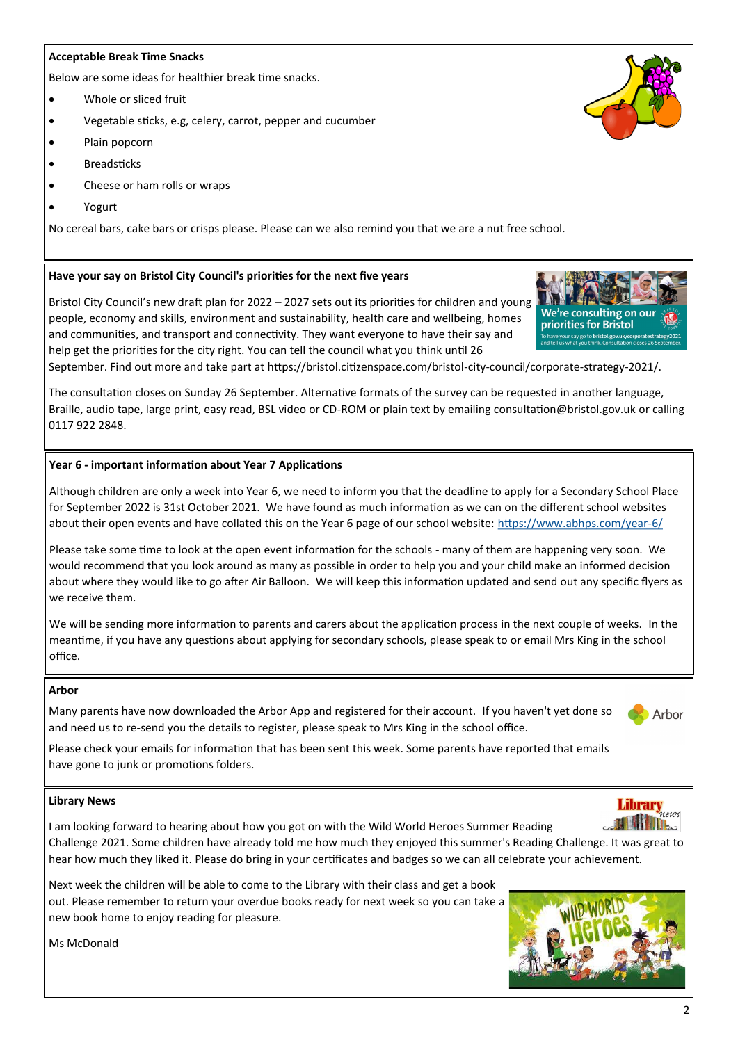## Acceptable Break Time Snacks

Below are some ideas for healthier break time snacks.

- Whole or sliced fruit
- Vegetable sticks, e.g, celery, carrot, pepper and cucumber
- Plain popcorn
- Breadsticks
- Cheese or ham rolls or wraps
- Yogurt

No cereal bars, cake bars or crisps please. Please can we also remind you that we are a nut free school.

## Have your say on Bristol City Council's priorities for the next five years

Bristol City Council's new draft plan for 2022 – 2027 sets out its priorities for children and young people, economy and skills, environment and sustainability, health care and wellbeing, homes and communities, and transport and connectivity. They want everyone to have their say and help get the priorities for the city right. You can tell the council what you think until 26 September. Find out more and take part at https://bristol.citizenspace.com/bristol-city-council/corporate-strategy-2021/.

The consultation closes on Sunday 26 September. Alternative formats of the survey can be requested in another language, Braille, audio tape, large print, easy read, BSL video or CD-ROM or plain text by emailing consultation@bristol.gov.uk or calling 0117 922 2848.

## Year 6 - important information about Year 7 Applications

Although children are only a week into Year 6, we need to inform you that the deadline to apply for a Secondary School Place for September 2022 is 31st October 2021. We have found as much information as we can on the different school websites about their open events and have collated this on the Year 6 page of our school website: https://www.abhps.com/year-6/

Please take some time to look at the open event information for the schools - many of them are happening very soon. We would recommend that you look around as many as possible in order to help you and your child make an informed decision about where they would like to go after Air Balloon. We will keep this information updated and send out any specific flyers as we receive them.

We will be sending more information to parents and carers about the application process in the next couple of weeks. In the meantime, if you have any questions about applying for secondary schools, please speak to or email Mrs King in the school office.

## Arbor

Many parents have now downloaded the Arbor App and registered for their account. If you haven't yet done so and need us to re-send you the details to register, please speak to Mrs King in the school office.

Please check your emails for information that has been sent this week. Some parents have reported that emails have gone to junk or promotions folders.

## Library News

I am looking forward to hearing about how you got on with the Wild World Heroes Summer Reading Challenge 2021. Some children have already told me how much they enjoyed this summer's Reading Challenge. It was great to hear how much they liked it. Please do bring in your certificates and badges so we can all celebrate your achievement.

Next week the children will be able to come to the Library with their class and get a book out. Please remember to return your overdue books ready for next week so you can take a new book home to enjoy reading for pleasure.

Ms McDonald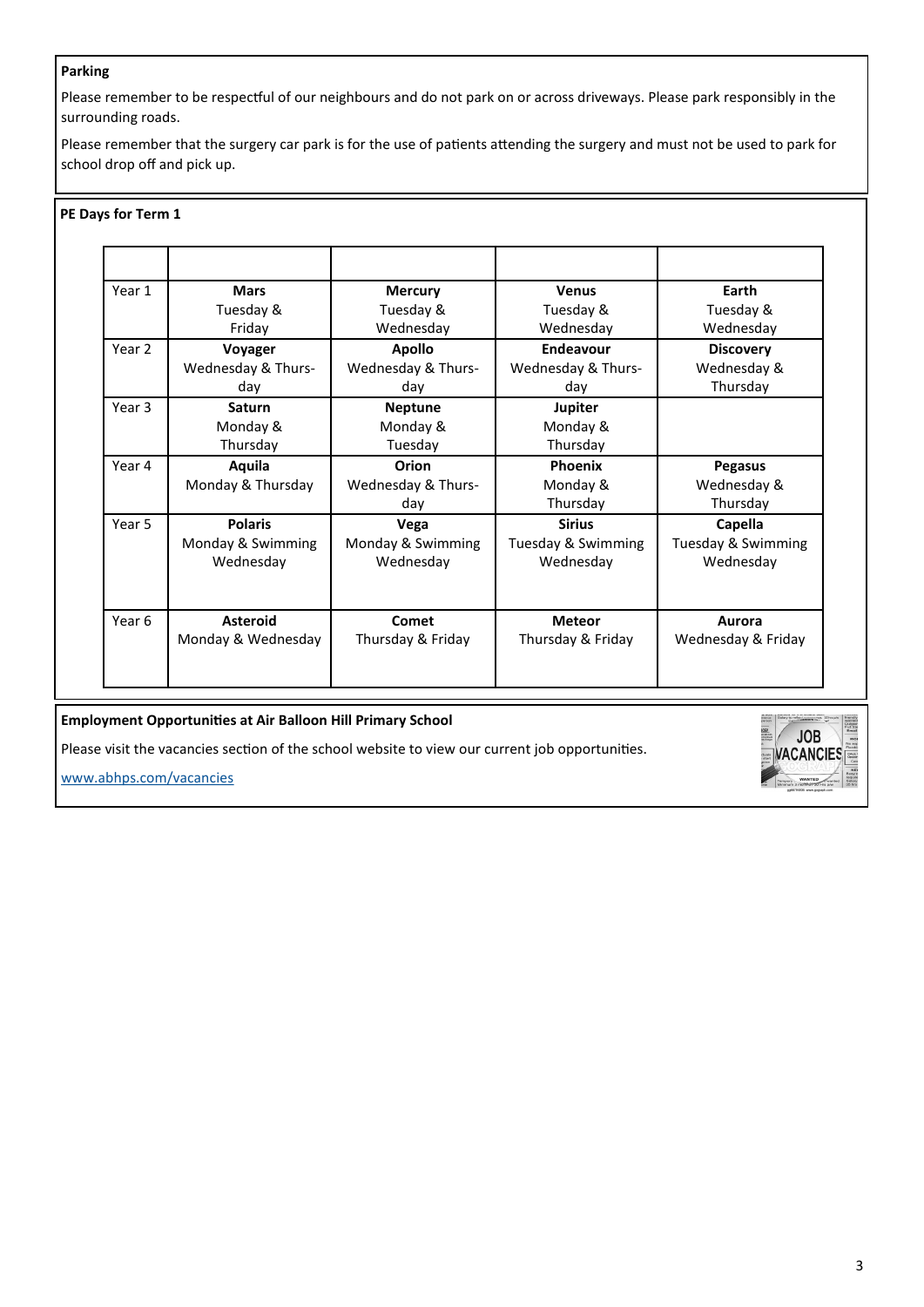## Parking

Please remember to be respectful of our neighbours and do not park on or across driveways. Please park responsibly in the surrounding roads.

Please remember that the surgery car park is for the use of patients attending the surgery and must not be used to park for school drop off and pick up.

## PE Days for Term 1

| | | | | |
|---|---|---|---|---|
| Year 1 | **Mars** Tuesday & Friday | **Mercury** Tuesday & Wednesday | **Venus** Tuesday & Wednesday | **Earth** Tuesday & Wednesday |
| Year 2 | **Voyager** Wednesday & Thursday | **Apollo** Wednesday & Thursday | **Endeavour** Wednesday & Thursday | **Discovery** Wednesday & Thursday |
| Year 3 | **Saturn** Monday & Thursday | **Neptune** Monday & Tuesday | **Jupiter** Monday & Thursday | |
| Year 4 | **Aquila** Monday & Thursday | **Orion** Wednesday & Thursday | **Phoenix** Monday & Thursday | **Pegasus** Wednesday & Thursday |
| Year 5 | **Polaris** Monday & Swimming Wednesday | **Vega** Monday & Swimming Wednesday | **Sirius** Tuesday & Swimming Wednesday | **Capella** Tuesday & Swimming Wednesday |
| Year 6 | **Asteroid** Monday & Wednesday | **Comet** Thursday & Friday | **Meteor** Thursday & Friday | **Aurora** Wednesday & Friday |

## Employment Opportunities at Air Balloon Hill Primary School

Please visit the vacancies section of the school website to view our current job opportunities.

www.abhps.com/vacancies